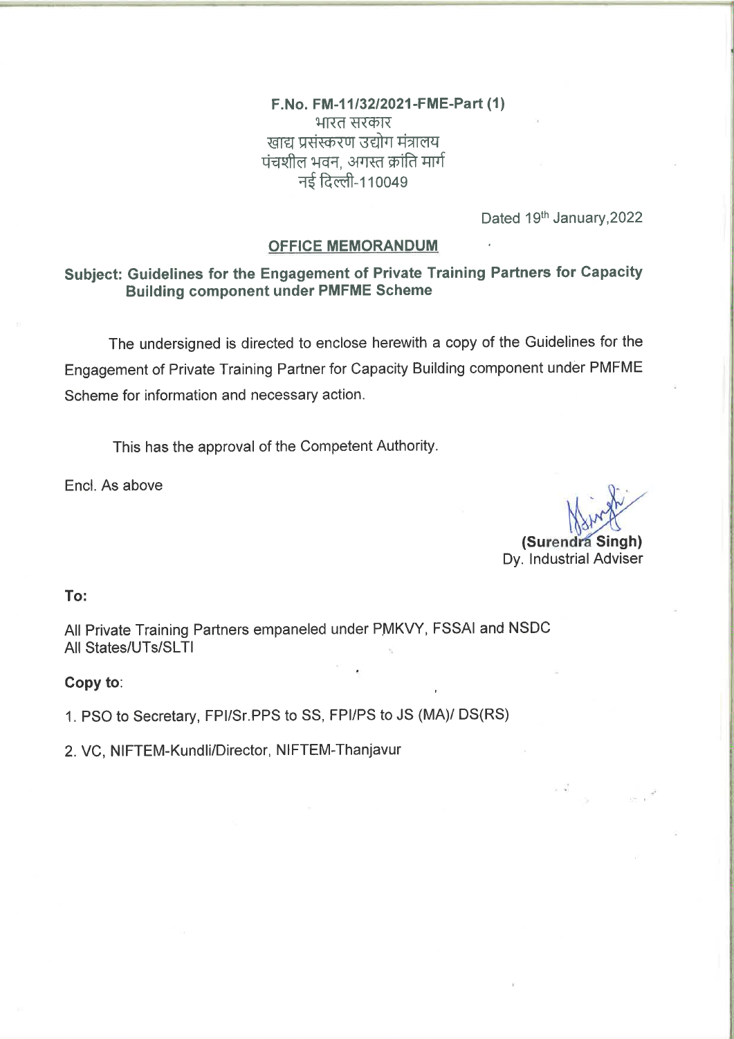**F.No. FM-11/32/2021-FME-Part (1)**
भारत सरकार
खाद्य प्रसंस्करण उद्योग मंत्रालय
पंचशील भवन, अगस्त क्रांति मार्ग
नई दिल्ली-110049

Dated 19th January,2022

**OFFICE MEMORANDUM**

**Subject: Guidelines for the Engagement of Private Training Partners for Capacity Building component under PMFME Scheme**

The undersigned is directed to enclose herewith a copy of the Guidelines for the Engagement of Private Training Partner for Capacity Building component under PMFME Scheme for information and necessary action.

This has the approval of the Competent Authority.

Encl. As above

**(Surendra Singh)**
Dy. Industrial Adviser

**To:**

All Private Training Partners empaneled under PMKVY, FSSAI and NSDC
All States/UTs/SLTI

**Copy to**:

1. PSO to Secretary, FPI/Sr.PPS to SS, FPI/PS to JS (MA)/ DS(RS)
2. VC, NIFTEM-Kundli/Director, NIFTEM-Thanjavur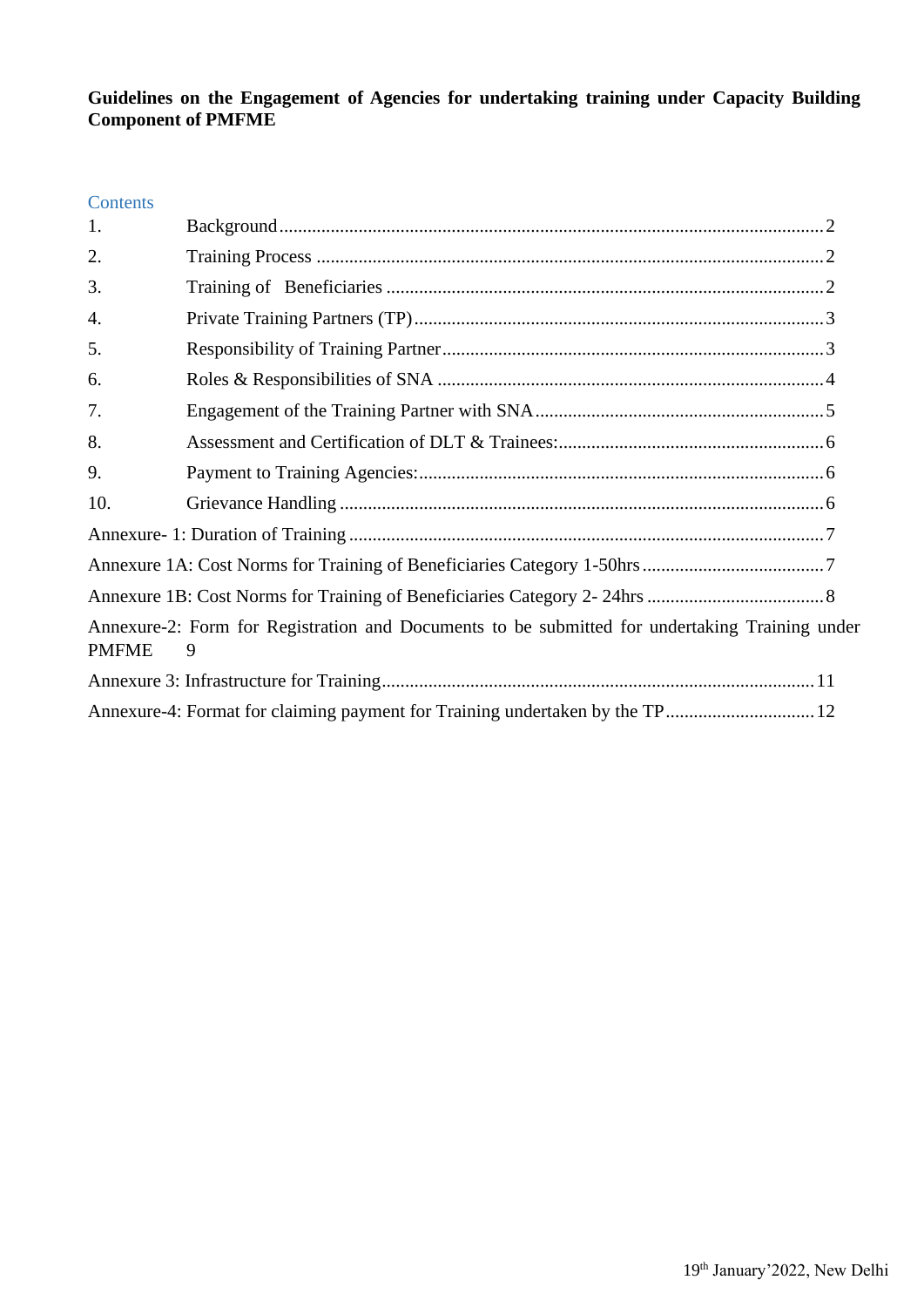**Guidelines on the Engagement of Agencies for undertaking training under Capacity Building Component of PMFME**

Contents

1. Background ........ 2
2. Training Process ........ 2
3. Training of Beneficiaries ........ 2
4. Private Training Partners (TP) ........ 3
5. Responsibility of Training Partner ........ 3
6. Roles & Responsibilities of SNA ........ 4
7. Engagement of the Training Partner with SNA ........ 5
8. Assessment and Certification of DLT & Trainees: ........ 6
9. Payment to Training Agencies: ........ 6
10. Grievance Handling ........ 6

Annexure- 1: Duration of Training ........ 7

Annexure 1A: Cost Norms for Training of Beneficiaries Category 1-50hrs ........ 7

Annexure 1B: Cost Norms for Training of Beneficiaries Category 2- 24hrs ........ 8

Annexure-2: Form for Registration and Documents to be submitted for undertaking Training under PMFME 9

Annexure 3: Infrastructure for Training ........ 11

Annexure-4: Format for claiming payment for Training undertaken by the TP ........ 12

19th January'2022, New Delhi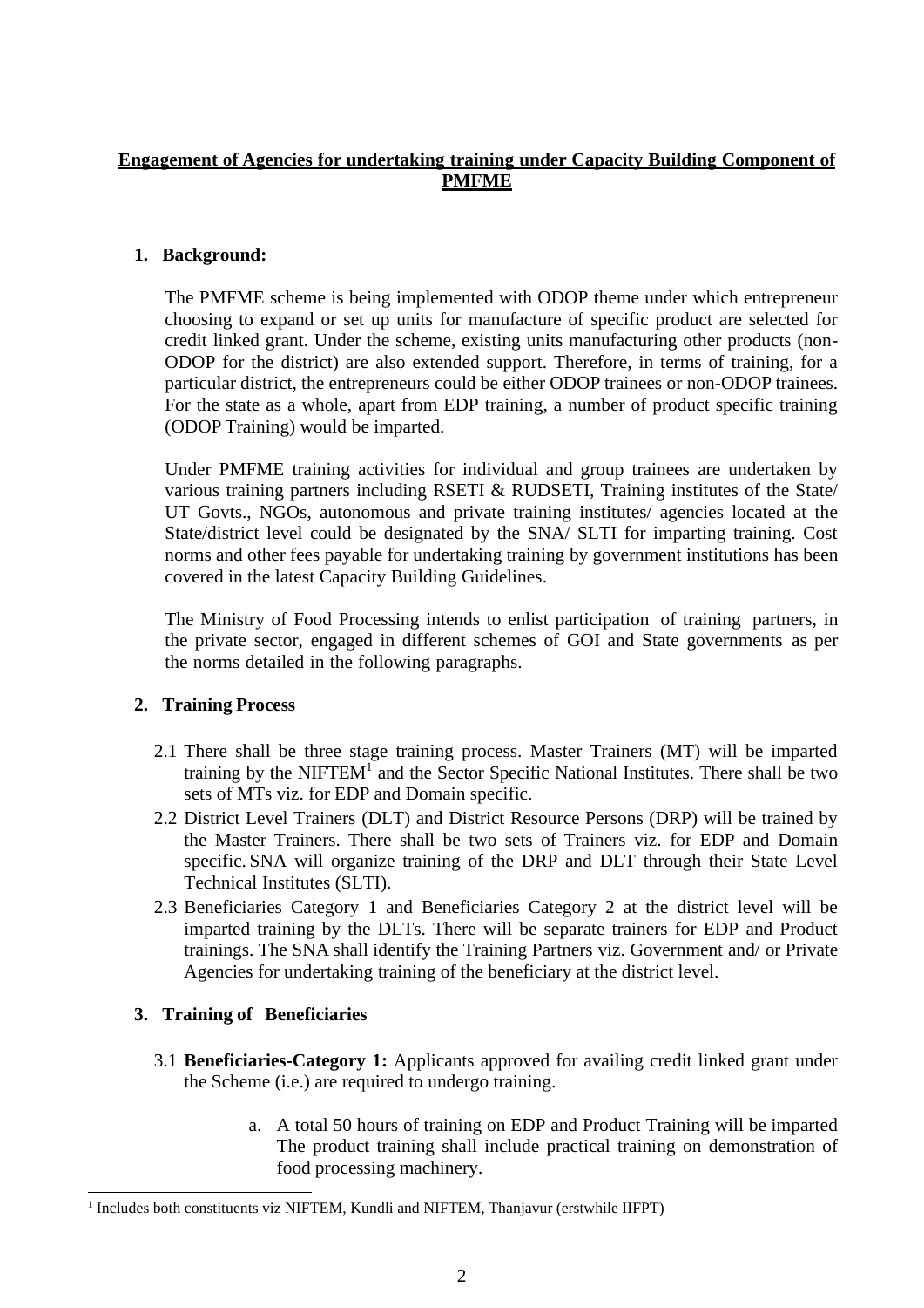**Engagement of Agencies for undertaking training under Capacity Building Component of PMFME**

**1. Background:**

The PMFME scheme is being implemented with ODOP theme under which entrepreneur choosing to expand or set up units for manufacture of specific product are selected for credit linked grant. Under the scheme, existing units manufacturing other products (non-ODOP for the district) are also extended support. Therefore, in terms of training, for a particular district, the entrepreneurs could be either ODOP trainees or non-ODOP trainees. For the state as a whole, apart from EDP training, a number of product specific training (ODOP Training) would be imparted.

Under PMFME training activities for individual and group trainees are undertaken by various training partners including RSETI & RUDSETI, Training institutes of the State/ UT Govts., NGOs, autonomous and private training institutes/ agencies located at the State/district level could be designated by the SNA/ SLTI for imparting training. Cost norms and other fees payable for undertaking training by government institutions has been covered in the latest Capacity Building Guidelines.

The Ministry of Food Processing intends to enlist participation of training partners, in the private sector, engaged in different schemes of GOI and State governments as per the norms detailed in the following paragraphs.

**2. Training Process**

2.1 There shall be three stage training process. Master Trainers (MT) will be imparted training by the NIFTEM[1] and the Sector Specific National Institutes. There shall be two sets of MTs viz. for EDP and Domain specific.

2.2 District Level Trainers (DLT) and District Resource Persons (DRP) will be trained by the Master Trainers. There shall be two sets of Trainers viz. for EDP and Domain specific. SNA will organize training of the DRP and DLT through their State Level Technical Institutes (SLTI).

2.3 Beneficiaries Category 1 and Beneficiaries Category 2 at the district level will be imparted training by the DLTs. There will be separate trainers for EDP and Product trainings. The SNA shall identify the Training Partners viz. Government and/ or Private Agencies for undertaking training of the beneficiary at the district level.

**3. Training of Beneficiaries**

3.1 **Beneficiaries-Category 1:** Applicants approved for availing credit linked grant under the Scheme (i.e.) are required to undergo training.

a. A total 50 hours of training on EDP and Product Training will be imparted The product training shall include practical training on demonstration of food processing machinery.

[1] Includes both constituents viz NIFTEM, Kundli and NIFTEM, Thanjavur (erstwhile IIFPT)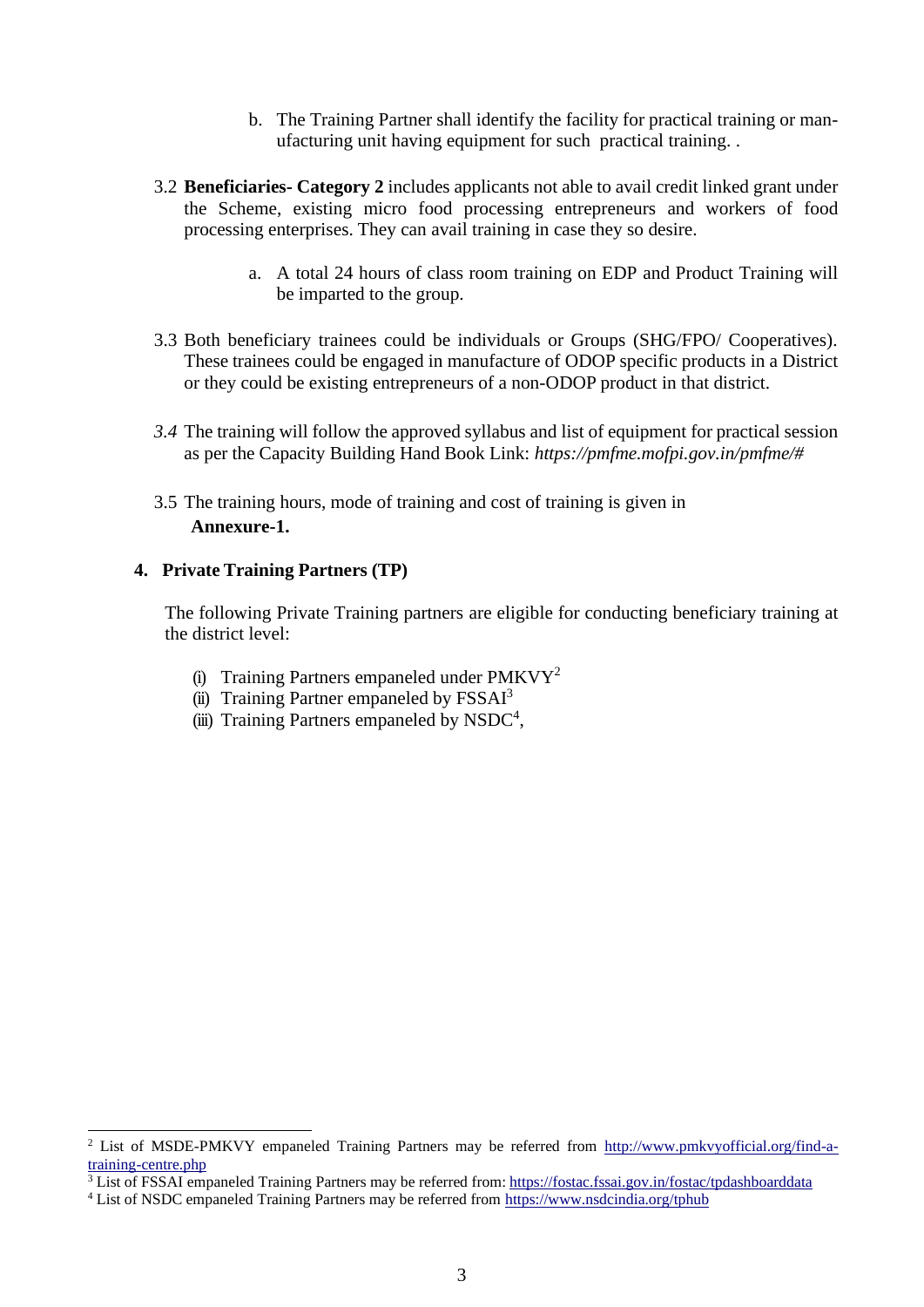b. The Training Partner shall identify the facility for practical training or manufacturing unit having equipment for such practical training. .

3.2 **Beneficiaries- Category 2** includes applicants not able to avail credit linked grant under the Scheme, existing micro food processing entrepreneurs and workers of food processing enterprises. They can avail training in case they so desire.

a. A total 24 hours of class room training on EDP and Product Training will be imparted to the group.

3.3 Both beneficiary trainees could be individuals or Groups (SHG/FPO/ Cooperatives). These trainees could be engaged in manufacture of ODOP specific products in a District or they could be existing entrepreneurs of a non-ODOP product in that district.

*3.4* The training will follow the approved syllabus and list of equipment for practical session as per the Capacity Building Hand Book Link: *https://pmfme.mofpi.gov.in/pmfme/#*

3.5 The training hours, mode of training and cost of training is given in **Annexure-1.**

## 4. Private Training Partners (TP)

The following Private Training partners are eligible for conducting beneficiary training at the district level:

(i) Training Partners empaneled under PMKVY[2]
(ii) Training Partner empaneled by FSSAI[3]
(iii) Training Partners empaneled by NSDC[4],

---

[2] List of MSDE-PMKVY empaneled Training Partners may be referred from http://www.pmkvyofficial.org/find-a-training-centre.php

[3] List of FSSAI empaneled Training Partners may be referred from: https://fostac.fssai.gov.in/fostac/tpdashboarddata

[4] List of NSDC empaneled Training Partners may be referred from https://www.nsdcindia.org/tphub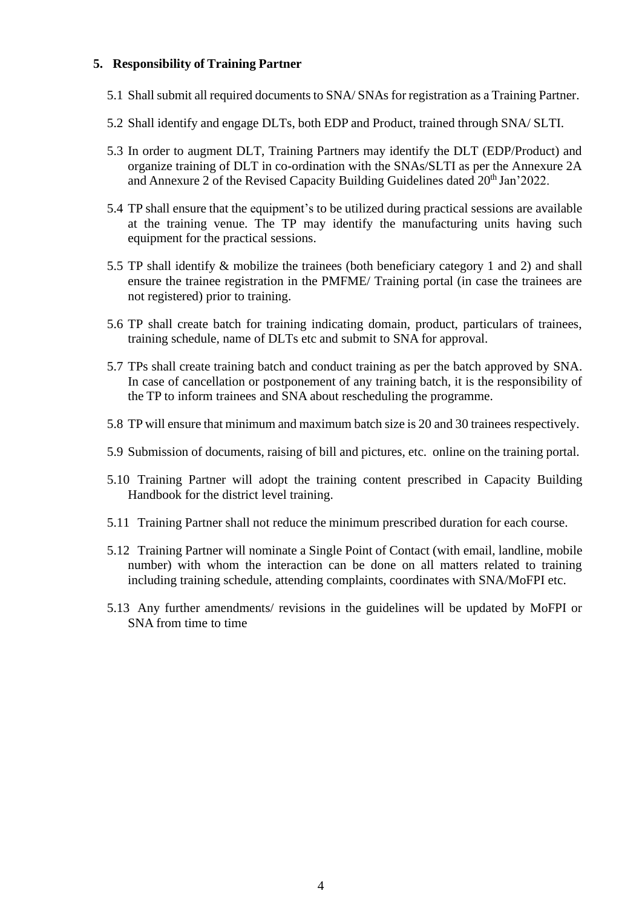## 5. Responsibility of Training Partner

5.1 Shall submit all required documents to SNA/ SNAs for registration as a Training Partner.

5.2 Shall identify and engage DLTs, both EDP and Product, trained through SNA/ SLTI.

5.3 In order to augment DLT, Training Partners may identify the DLT (EDP/Product) and organize training of DLT in co-ordination with the SNAs/SLTI as per the Annexure 2A and Annexure 2 of the Revised Capacity Building Guidelines dated 20th Jan'2022.

5.4 TP shall ensure that the equipment's to be utilized during practical sessions are available at the training venue. The TP may identify the manufacturing units having such equipment for the practical sessions.

5.5 TP shall identify & mobilize the trainees (both beneficiary category 1 and 2) and shall ensure the trainee registration in the PMFME/ Training portal (in case the trainees are not registered) prior to training.

5.6 TP shall create batch for training indicating domain, product, particulars of trainees, training schedule, name of DLTs etc and submit to SNA for approval.

5.7 TPs shall create training batch and conduct training as per the batch approved by SNA. In case of cancellation or postponement of any training batch, it is the responsibility of the TP to inform trainees and SNA about rescheduling the programme.

5.8 TP will ensure that minimum and maximum batch size is 20 and 30 trainees respectively.

5.9 Submission of documents, raising of bill and pictures, etc. online on the training portal.

5.10 Training Partner will adopt the training content prescribed in Capacity Building Handbook for the district level training.

5.11 Training Partner shall not reduce the minimum prescribed duration for each course.

5.12 Training Partner will nominate a Single Point of Contact (with email, landline, mobile number) with whom the interaction can be done on all matters related to training including training schedule, attending complaints, coordinates with SNA/MoFPI etc.

5.13 Any further amendments/ revisions in the guidelines will be updated by MoFPI or SNA from time to time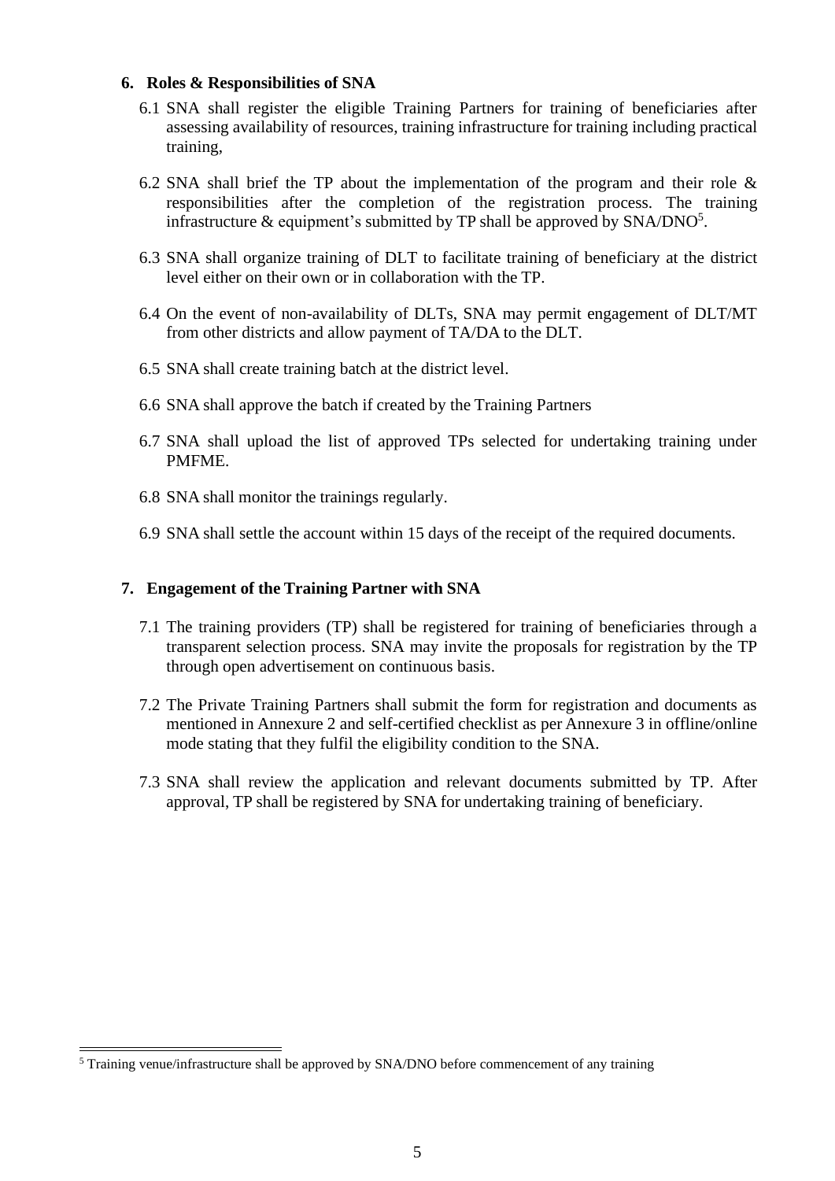## 6. Roles & Responsibilities of SNA

6.1 SNA shall register the eligible Training Partners for training of beneficiaries after assessing availability of resources, training infrastructure for training including practical training,

6.2 SNA shall brief the TP about the implementation of the program and their role & responsibilities after the completion of the registration process. The training infrastructure & equipment's submitted by TP shall be approved by SNA/DNO[5].

6.3 SNA shall organize training of DLT to facilitate training of beneficiary at the district level either on their own or in collaboration with the TP.

6.4 On the event of non-availability of DLTs, SNA may permit engagement of DLT/MT from other districts and allow payment of TA/DA to the DLT.

6.5 SNA shall create training batch at the district level.

6.6 SNA shall approve the batch if created by the Training Partners

6.7 SNA shall upload the list of approved TPs selected for undertaking training under PMFME.

6.8 SNA shall monitor the trainings regularly.

6.9 SNA shall settle the account within 15 days of the receipt of the required documents.

## 7. Engagement of the Training Partner with SNA

7.1 The training providers (TP) shall be registered for training of beneficiaries through a transparent selection process. SNA may invite the proposals for registration by the TP through open advertisement on continuous basis.

7.2 The Private Training Partners shall submit the form for registration and documents as mentioned in Annexure 2 and self-certified checklist as per Annexure 3 in offline/online mode stating that they fulfil the eligibility condition to the SNA.

7.3 SNA shall review the application and relevant documents submitted by TP. After approval, TP shall be registered by SNA for undertaking training of beneficiary.

---

[5] Training venue/infrastructure shall be approved by SNA/DNO before commencement of any training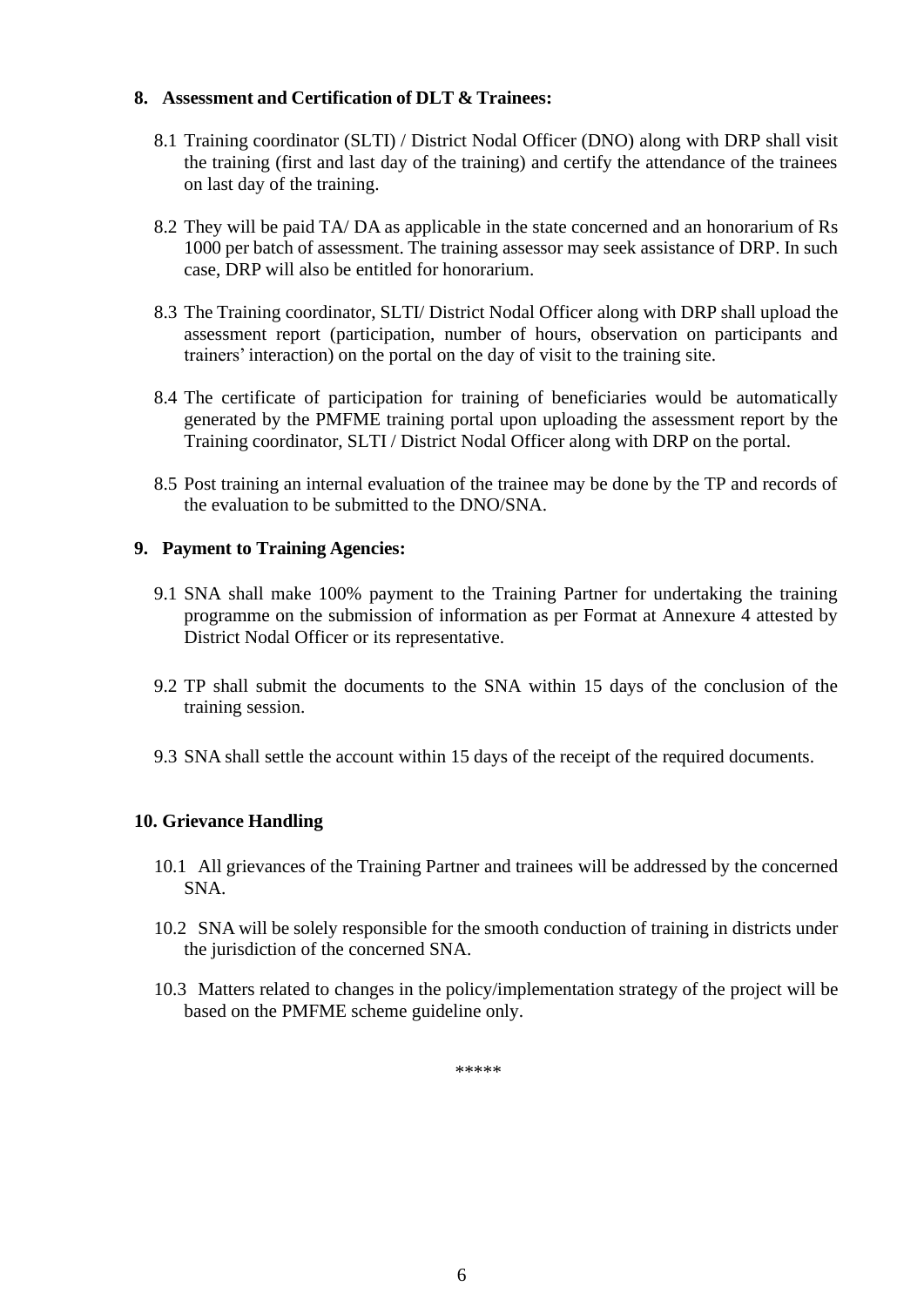## 8. Assessment and Certification of DLT & Trainees:

8.1 Training coordinator (SLTI) / District Nodal Officer (DNO) along with DRP shall visit the training (first and last day of the training) and certify the attendance of the trainees on last day of the training.

8.2 They will be paid TA/ DA as applicable in the state concerned and an honorarium of Rs 1000 per batch of assessment. The training assessor may seek assistance of DRP. In such case, DRP will also be entitled for honorarium.

8.3 The Training coordinator, SLTI/ District Nodal Officer along with DRP shall upload the assessment report (participation, number of hours, observation on participants and trainers' interaction) on the portal on the day of visit to the training site.

8.4 The certificate of participation for training of beneficiaries would be automatically generated by the PMFME training portal upon uploading the assessment report by the Training coordinator, SLTI / District Nodal Officer along with DRP on the portal.

8.5 Post training an internal evaluation of the trainee may be done by the TP and records of the evaluation to be submitted to the DNO/SNA.

## 9. Payment to Training Agencies:

9.1 SNA shall make 100% payment to the Training Partner for undertaking the training programme on the submission of information as per Format at Annexure 4 attested by District Nodal Officer or its representative.

9.2 TP shall submit the documents to the SNA within 15 days of the conclusion of the training session.

9.3 SNA shall settle the account within 15 days of the receipt of the required documents.

## 10. Grievance Handling

10.1 All grievances of the Training Partner and trainees will be addressed by the concerned SNA.

10.2 SNA will be solely responsible for the smooth conduction of training in districts under the jurisdiction of the concerned SNA.

10.3 Matters related to changes in the policy/implementation strategy of the project will be based on the PMFME scheme guideline only.

*****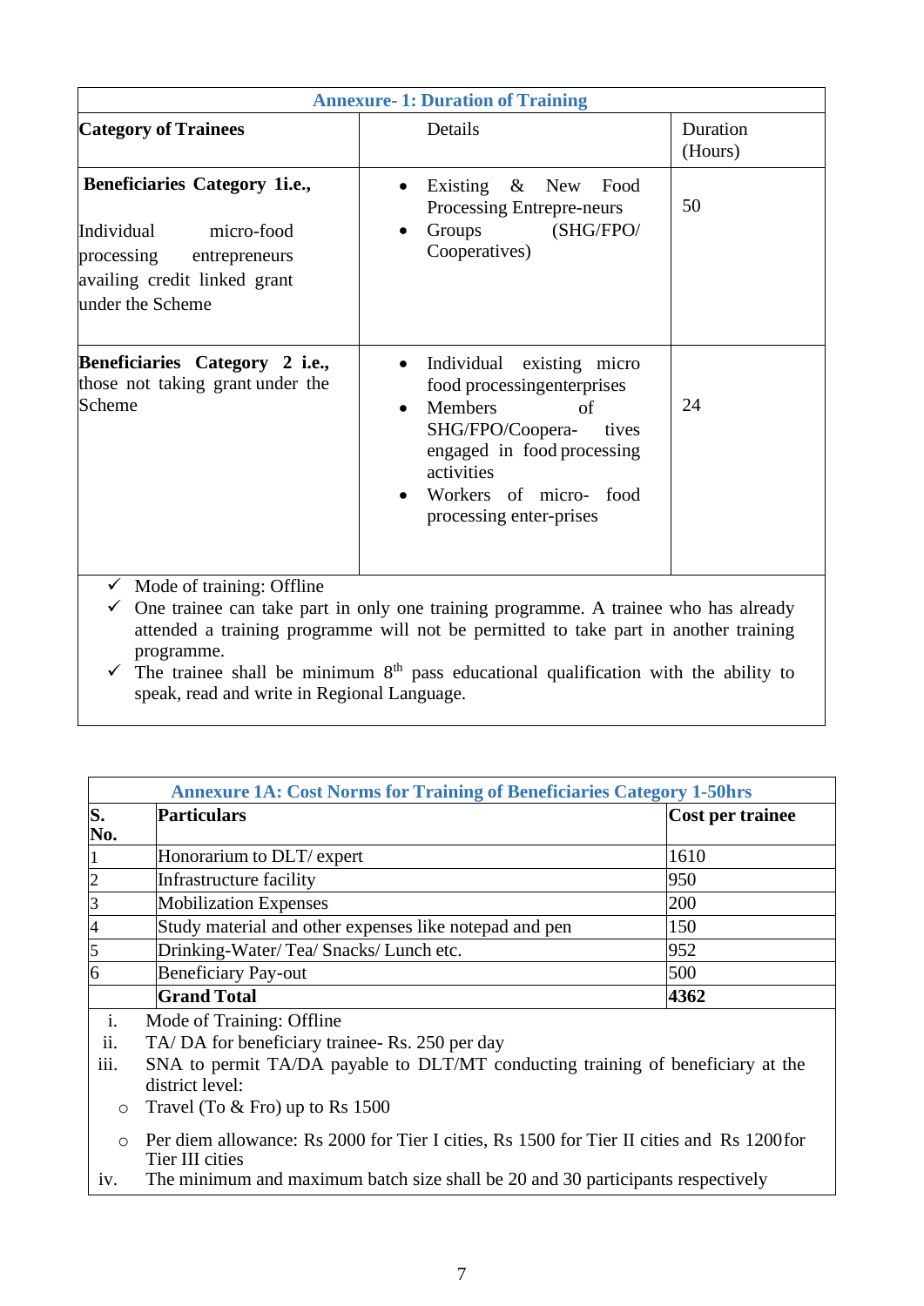| Annexure- 1: Duration of Training | | |
|---|---|---|
| **Category of Trainees** | Details | Duration (Hours) |
| **Beneficiaries Category 1i.e.,** Individual micro-food processing entrepreneurs availing credit linked grant under the Scheme | • Existing & New Food Processing Entrepre-neurs<br>• Groups (SHG/FPO/ Cooperatives) | 50 |
| **Beneficiaries Category 2 i.e.,** those not taking grant under the Scheme | • Individual existing micro food processingenterprises<br>• Members of SHG/FPO/Coopera- tives engaged in food processing activities<br>• Workers of micro- food processing enter-prises | 24 |

- ✓ Mode of training: Offline
- ✓ One trainee can take part in only one training programme. A trainee who has already attended a training programme will not be permitted to take part in another training programme.
- ✓ The trainee shall be minimum 8th pass educational qualification with the ability to speak, read and write in Regional Language.

| Annexure 1A: Cost Norms for Training of Beneficiaries Category 1-50hrs | | |
|---|---|---|
| **S. No.** | **Particulars** | **Cost per trainee** |
| 1 | Honorarium to DLT/ expert | 1610 |
| 2 | Infrastructure facility | 950 |
| 3 | Mobilization Expenses | 200 |
| 4 | Study material and other expenses like notepad and pen | 150 |
| 5 | Drinking-Water/ Tea/ Snacks/ Lunch etc. | 952 |
| 6 | Beneficiary Pay-out | 500 |
| | **Grand Total** | **4362** |

i. Mode of Training: Offline

ii. TA/ DA for beneficiary trainee- Rs. 250 per day

iii. SNA to permit TA/DA payable to DLT/MT conducting training of beneficiary at the district level:
   - Travel (To & Fro) up to Rs 1500
   - Per diem allowance: Rs 2000 for Tier I cities, Rs 1500 for Tier II cities and Rs 1200 for Tier III cities

iv. The minimum and maximum batch size shall be 20 and 30 participants respectively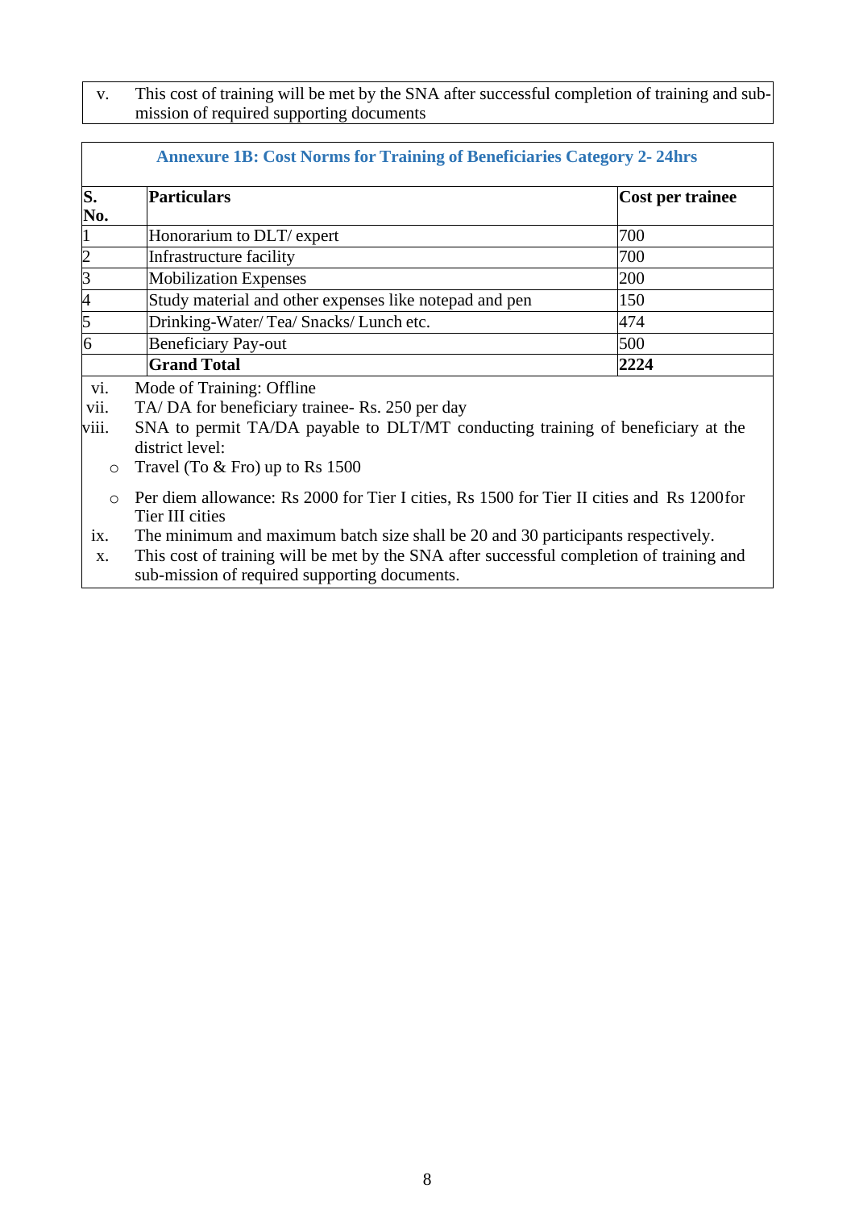v. This cost of training will be met by the SNA after successful completion of training and sub-mission of required supporting documents

### Annexure 1B: Cost Norms for Training of Beneficiaries Category 2- 24hrs

| S. No. | Particulars | Cost per trainee |
|---|---|---|
| 1 | Honorarium to DLT/ expert | 700 |
| 2 | Infrastructure facility | 700 |
| 3 | Mobilization Expenses | 200 |
| 4 | Study material and other expenses like notepad and pen | 150 |
| 5 | Drinking-Water/ Tea/ Snacks/ Lunch etc. | 474 |
| 6 | Beneficiary Pay-out | 500 |
| | **Grand Total** | **2224** |

vi. Mode of Training: Offline

vii. TA/ DA for beneficiary trainee- Rs. 250 per day

viii. SNA to permit TA/DA payable to DLT/MT conducting training of beneficiary at the district level:

- Travel (To & Fro) up to Rs 1500
- Per diem allowance: Rs 2000 for Tier I cities, Rs 1500 for Tier II cities and Rs 1200 for Tier III cities

ix. The minimum and maximum batch size shall be 20 and 30 participants respectively.

x. This cost of training will be met by the SNA after successful completion of training and sub-mission of required supporting documents.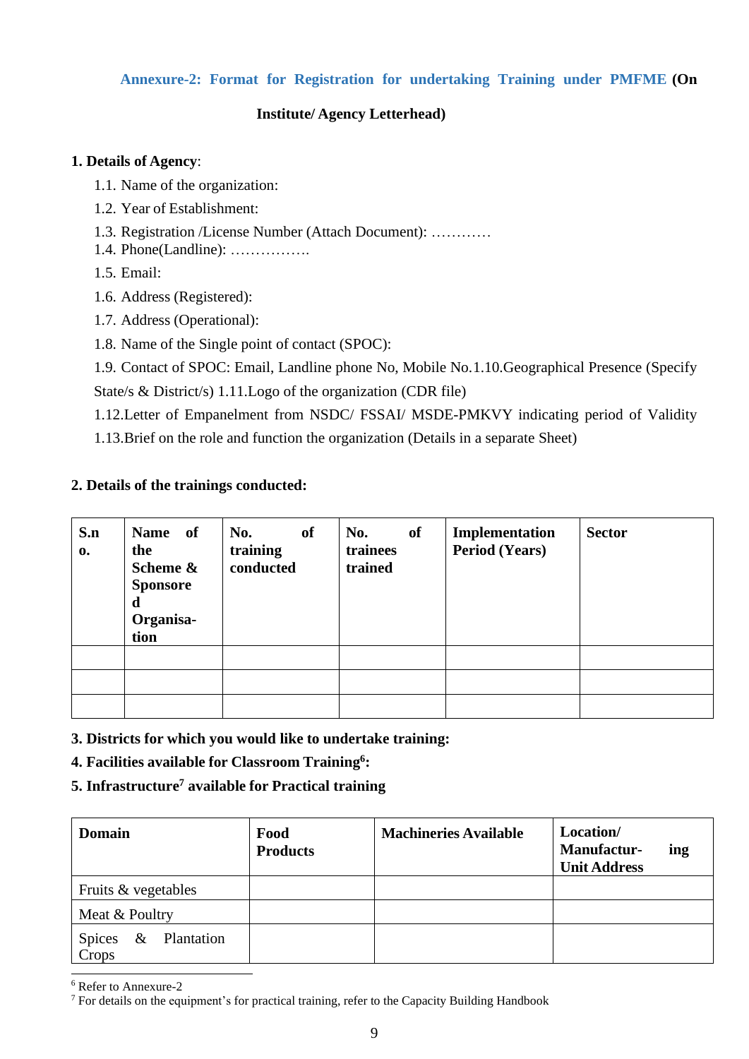## Annexure-2: Format for Registration for undertaking Training under PMFME (On Institute/ Agency Letterhead)

**1. Details of Agency**:

1.1. Name of the organization:

1.2. Year of Establishment:

1.3. Registration /License Number (Attach Document): …………

1.4. Phone(Landline): …………….

1.5. Email:

1.6. Address (Registered):

1.7. Address (Operational):

1.8. Name of the Single point of contact (SPOC):

1.9. Contact of SPOC: Email, Landline phone No, Mobile No.1.10.Geographical Presence (Specify State/s & District/s) 1.11.Logo of the organization (CDR file)

1.12.Letter of Empanelment from NSDC/ FSSAI/ MSDE-PMKVY indicating period of Validity

1.13.Brief on the role and function the organization (Details in a separate Sheet)

**2. Details of the trainings conducted:**

| S.no. | Name of the Scheme & Sponsored Organisa-tion | No. of training conducted | No. of trainees trained | Implementation Period (Years) | Sector |
|---|---|---|---|---|---|
| | | | | | |
| | | | | | |
| | | | | | |

**3. Districts for which you would like to undertake training:**

**4. Facilities available for Classroom Training[6]:**

**5. Infrastructure[7] available for Practical training**

| Domain | Food Products | Machineries Available | Location/ Manufactur-ing Unit Address |
|---|---|---|---|
| Fruits & vegetables | | | |
| Meat & Poultry | | | |
| Spices & Plantation Crops | | | |

[6] Refer to Annexure-2

[7] For details on the equipment's for practical training, refer to the Capacity Building Handbook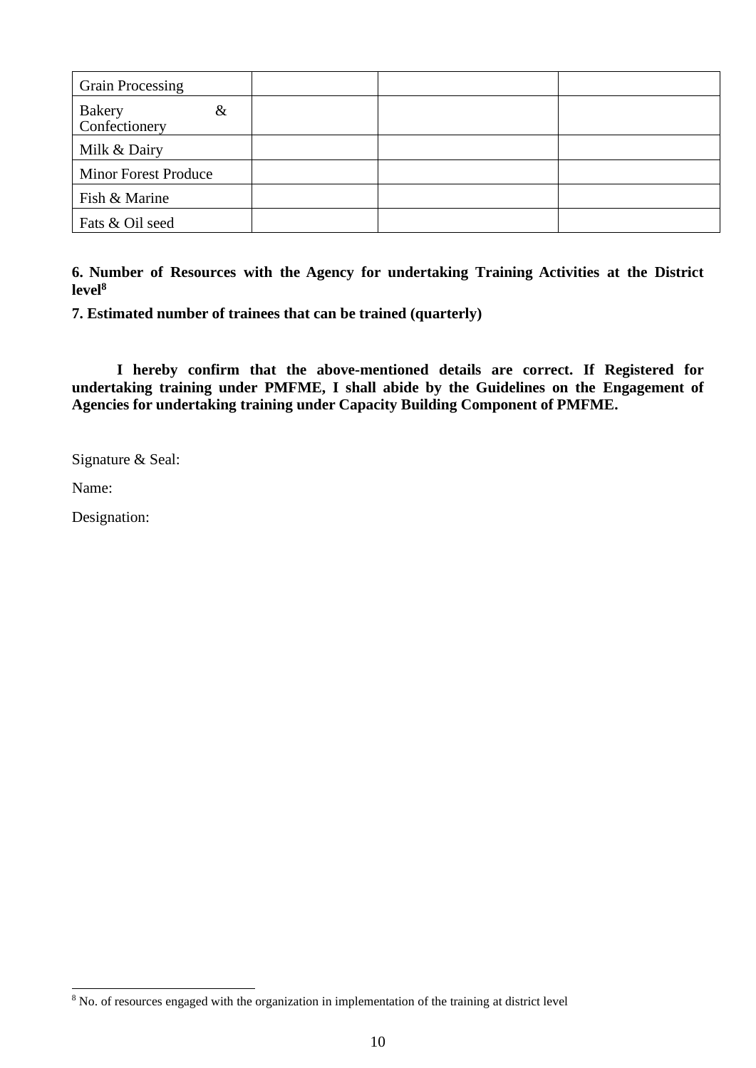| | | | |
|---|---|---|---|
| Grain Processing | | | |
| Bakery & Confectionery | | | |
| Milk & Dairy | | | |
| Minor Forest Produce | | | |
| Fish & Marine | | | |
| Fats & Oil seed | | | |

**6. Number of Resources with the Agency for undertaking Training Activities at the District level[8]**

**7. Estimated number of trainees that can be trained (quarterly)**

**I hereby confirm that the above-mentioned details are correct. If Registered for undertaking training under PMFME, I shall abide by the Guidelines on the Engagement of Agencies for undertaking training under Capacity Building Component of PMFME.**

Signature & Seal:

Name:

Designation:

[8] No. of resources engaged with the organization in implementation of the training at district level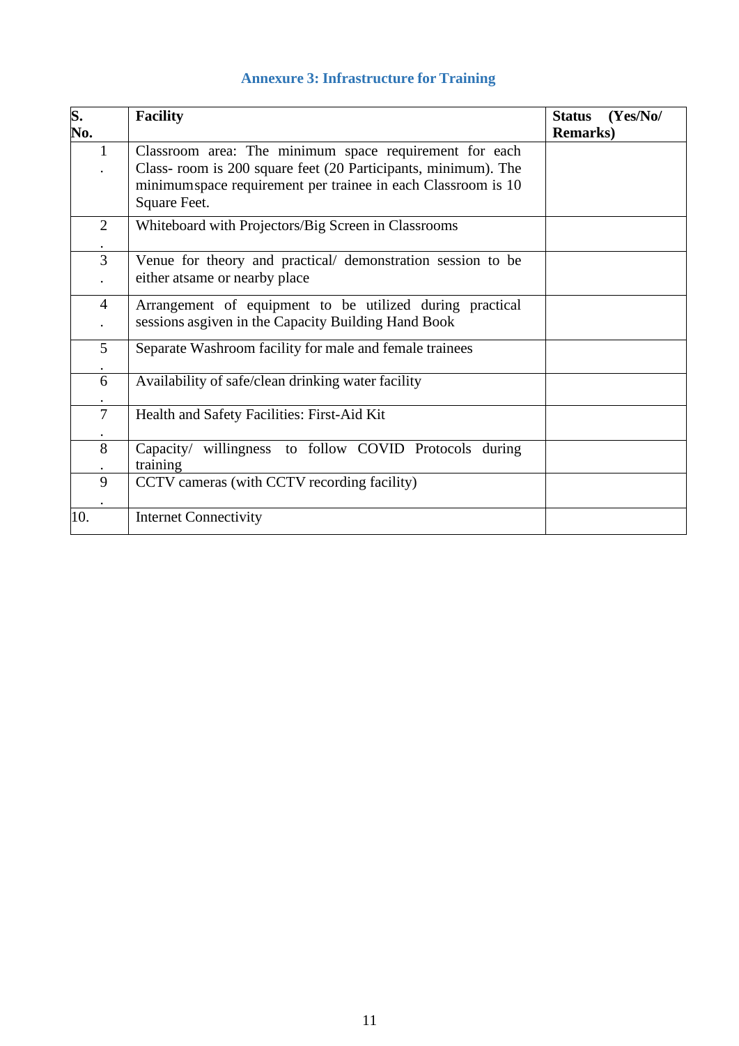## Annexure 3: Infrastructure for Training

| S. No. | Facility | Status (Yes/No/ Remarks) |
|---|---|---|
| 1. | Classroom area: The minimum space requirement for each Class- room is 200 square feet (20 Participants, minimum). The minimumspace requirement per trainee in each Classroom is 10 Square Feet. | |
| 2. | Whiteboard with Projectors/Big Screen in Classrooms | |
| 3. | Venue for theory and practical/ demonstration session to be either atsame or nearby place | |
| 4. | Arrangement of equipment to be utilized during practical sessions asgiven in the Capacity Building Hand Book | |
| 5. | Separate Washroom facility for male and female trainees | |
| 6. | Availability of safe/clean drinking water facility | |
| 7. | Health and Safety Facilities: First-Aid Kit | |
| 8. | Capacity/ willingness to follow COVID Protocols during training | |
| 9. | CCTV cameras (with CCTV recording facility) | |
| 10. | Internet Connectivity | |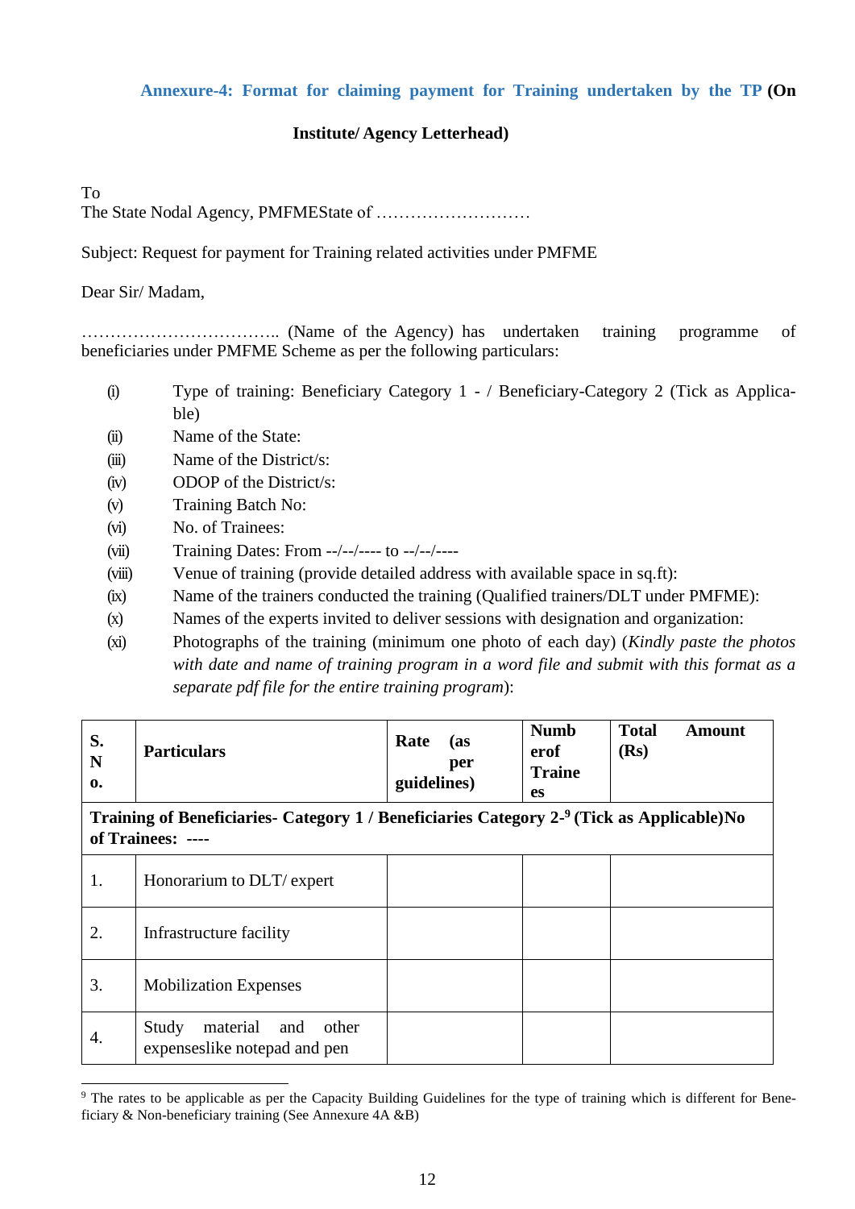**Annexure-4: Format for claiming payment for Training undertaken by the TP (On Institute/ Agency Letterhead)**

To
The State Nodal Agency, PMFMEState of ………………………

Subject: Request for payment for Training related activities under PMFME

Dear Sir/ Madam,

…………………………….. (Name of the Agency) has undertaken training programme of beneficiaries under PMFME Scheme as per the following particulars:

- (i) Type of training: Beneficiary Category 1 - / Beneficiary-Category 2 (Tick as Applicable)
- (ii) Name of the State:
- (iii) Name of the District/s:
- (iv) ODOP of the District/s:
- (v) Training Batch No:
- (vi) No. of Trainees:
- (vii) Training Dates: From --/--/---- to --/--/----
- (viii) Venue of training (provide detailed address with available space in sq.ft):
- (ix) Name of the trainers conducted the training (Qualified trainers/DLT under PMFME):
- (x) Names of the experts invited to deliver sessions with designation and organization:
- (xi) Photographs of the training (minimum one photo of each day) (*Kindly paste the photos with date and name of training program in a word file and submit with this format as a separate pdf file for the entire training program*):

| S. No. | Particulars | Rate (as per guidelines) | Number of Trainees | Total Amount (Rs) |
|---|---|---|---|---|
| **Training of Beneficiaries- Category 1 / Beneficiaries Category 2-[9] (Tick as Applicable)No of Trainees: ----** | | | | |
| 1. | Honorarium to DLT/ expert | | | |
| 2. | Infrastructure facility | | | |
| 3. | Mobilization Expenses | | | |
| 4. | Study material and other expenseslike notepad and pen | | | |

[9] The rates to be applicable as per the Capacity Building Guidelines for the type of training which is different for Beneficiary & Non-beneficiary training (See Annexure 4A &B)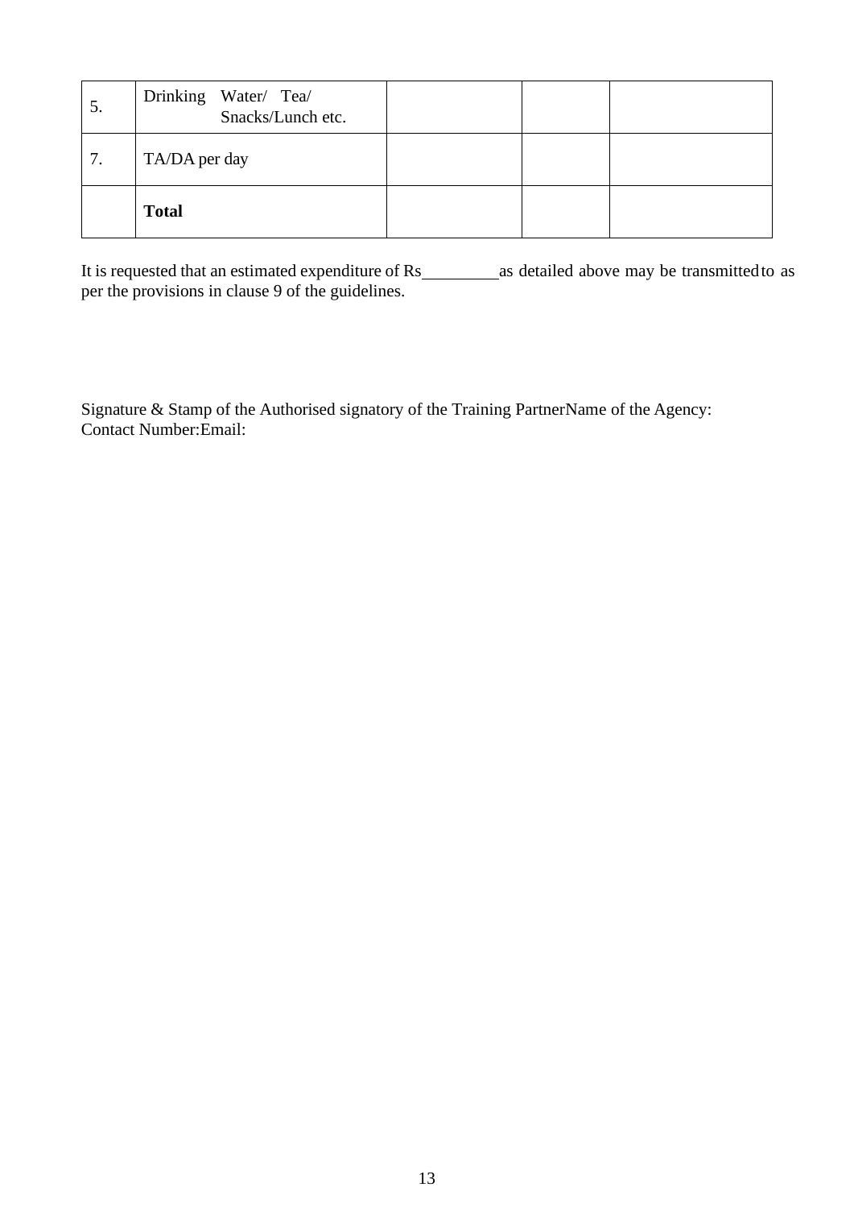| | | | | |
|---|---|---|---|---|
| 5. | Drinking Water/ Tea/ Snacks/Lunch etc. | | | |
| 7. | TA/DA per day | | | |
| | **Total** | | | |

It is requested that an estimated expenditure of Rs_________as detailed above may be transmitted to as per the provisions in clause 9 of the guidelines.

Signature & Stamp of the Authorised signatory of the Training PartnerName of the Agency:
Contact Number:Email: